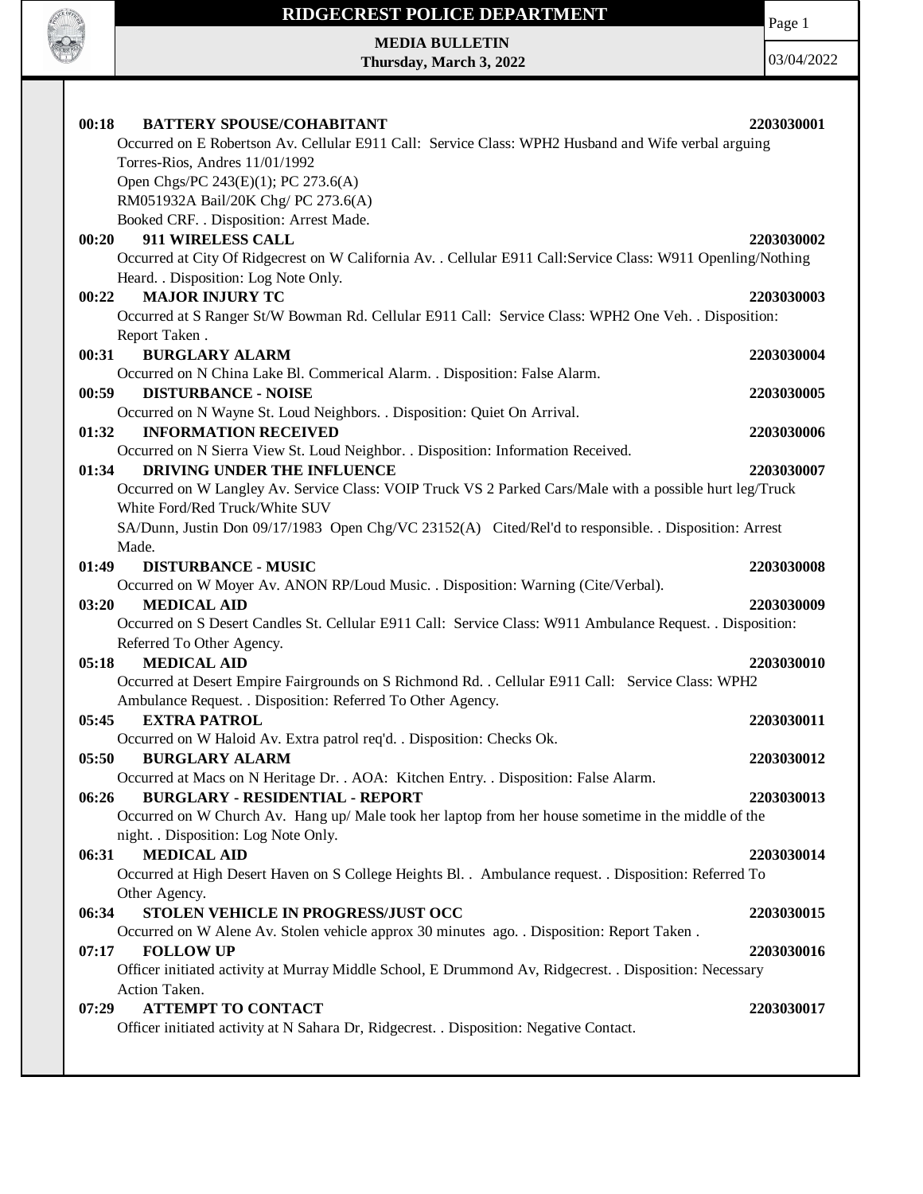# RIDGECREST POLICE DEPARTMENT

**MEDIA BULLETIN**
**Thursday, March 3, 2022**

03/04/2022

**00:18 BATTERY SPOUSE/COHABITANT** **2203030001**
Occurred on E Robertson Av. Cellular E911 Call: Service Class: WPH2 Husband and Wife verbal arguing
Torres-Rios, Andres 11/01/1992
Open Chgs/PC 243(E)(1); PC 273.6(A)
RM051932A Bail/20K Chg/ PC 273.6(A)
Booked CRF. . Disposition: Arrest Made.

**00:20 911 WIRELESS CALL** **2203030002**
Occurred at City Of Ridgecrest on W California Av. . Cellular E911 Call:Service Class: W911 Openling/Nothing Heard. . Disposition: Log Note Only.

**00:22 MAJOR INJURY TC** **2203030003**
Occurred at S Ranger St/W Bowman Rd. Cellular E911 Call: Service Class: WPH2 One Veh. . Disposition: Report Taken .

**00:31 BURGLARY ALARM** **2203030004**
Occurred on N China Lake Bl. Commerical Alarm. . Disposition: False Alarm.

**00:59 DISTURBANCE - NOISE** **2203030005**
Occurred on N Wayne St. Loud Neighbors. . Disposition: Quiet On Arrival.

**01:32 INFORMATION RECEIVED** **2203030006**
Occurred on N Sierra View St. Loud Neighbor. . Disposition: Information Received.

**01:34 DRIVING UNDER THE INFLUENCE** **2203030007**
Occurred on W Langley Av. Service Class: VOIP Truck VS 2 Parked Cars/Male with a possible hurt leg/Truck White Ford/Red Truck/White SUV
SA/Dunn, Justin Don 09/17/1983 Open Chg/VC 23152(A) Cited/Rel'd to responsible. . Disposition: Arrest Made.

**01:49 DISTURBANCE - MUSIC** **2203030008**
Occurred on W Moyer Av. ANON RP/Loud Music. . Disposition: Warning (Cite/Verbal).

**03:20 MEDICAL AID** **2203030009**
Occurred on S Desert Candles St. Cellular E911 Call: Service Class: W911 Ambulance Request. . Disposition: Referred To Other Agency.

**05:18 MEDICAL AID** **2203030010**
Occurred at Desert Empire Fairgrounds on S Richmond Rd. . Cellular E911 Call: Service Class: WPH2 Ambulance Request. . Disposition: Referred To Other Agency.

**05:45 EXTRA PATROL** **2203030011**
Occurred on W Haloid Av. Extra patrol req'd. . Disposition: Checks Ok.

**05:50 BURGLARY ALARM** **2203030012**
Occurred at Macs on N Heritage Dr. . AOA: Kitchen Entry. . Disposition: False Alarm.

**06:26 BURGLARY - RESIDENTIAL - REPORT** **2203030013**
Occurred on W Church Av. Hang up/ Male took her laptop from her house sometime in the middle of the night. . Disposition: Log Note Only.

**06:31 MEDICAL AID** **2203030014**
Occurred at High Desert Haven on S College Heights Bl. . Ambulance request. . Disposition: Referred To Other Agency.

**06:34 STOLEN VEHICLE IN PROGRESS/JUST OCC** **2203030015**
Occurred on W Alene Av. Stolen vehicle approx 30 minutes ago. . Disposition: Report Taken .

**07:17 FOLLOW UP** **2203030016**
Officer initiated activity at Murray Middle School, E Drummond Av, Ridgecrest. . Disposition: Necessary Action Taken.

**07:29 ATTEMPT TO CONTACT** **2203030017**
Officer initiated activity at N Sahara Dr, Ridgecrest. . Disposition: Negative Contact.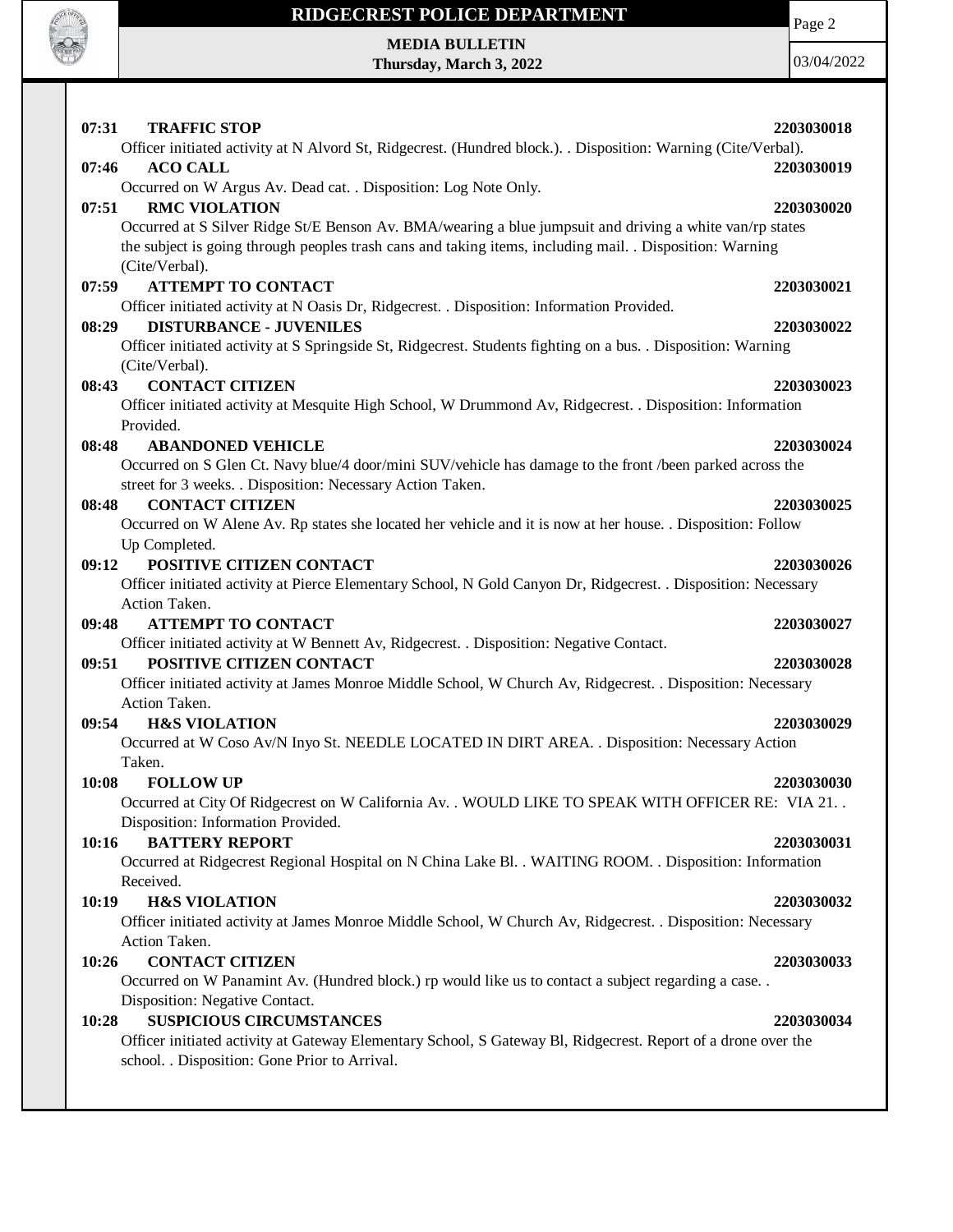**07:31 TRAFFIC STOP 2203030018**

Officer initiated activity at N Alvord St, Ridgecrest. (Hundred block.). . Disposition: Warning (Cite/Verbal).

**07:46 ACO CALL 2203030019**

Occurred on W Argus Av. Dead cat. . Disposition: Log Note Only.

**07:51 RMC VIOLATION 2203030020**

Occurred at S Silver Ridge St/E Benson Av. BMA/wearing a blue jumpsuit and driving a white van/rp states the subject is going through peoples trash cans and taking items, including mail. . Disposition: Warning (Cite/Verbal).

**07:59 ATTEMPT TO CONTACT 2203030021**

Officer initiated activity at N Oasis Dr, Ridgecrest. . Disposition: Information Provided.

**08:29 DISTURBANCE - JUVENILES 2203030022**

Officer initiated activity at S Springside St, Ridgecrest. Students fighting on a bus. . Disposition: Warning (Cite/Verbal).

**08:43 CONTACT CITIZEN 2203030023**

Officer initiated activity at Mesquite High School, W Drummond Av, Ridgecrest. . Disposition: Information Provided.

**08:48 ABANDONED VEHICLE 2203030024**

Occurred on S Glen Ct. Navy blue/4 door/mini SUV/vehicle has damage to the front /been parked across the street for 3 weeks. . Disposition: Necessary Action Taken.

**08:48 CONTACT CITIZEN 2203030025**

Occurred on W Alene Av. Rp states she located her vehicle and it is now at her house. . Disposition: Follow Up Completed.

**09:12 POSITIVE CITIZEN CONTACT 2203030026**

Officer initiated activity at Pierce Elementary School, N Gold Canyon Dr, Ridgecrest. . Disposition: Necessary Action Taken.

**09:48 ATTEMPT TO CONTACT 2203030027**

Officer initiated activity at W Bennett Av, Ridgecrest. . Disposition: Negative Contact.

**09:51 POSITIVE CITIZEN CONTACT 2203030028**

Officer initiated activity at James Monroe Middle School, W Church Av, Ridgecrest. . Disposition: Necessary Action Taken.

**09:54 H&S VIOLATION 2203030029**

Occurred at W Coso Av/N Inyo St. NEEDLE LOCATED IN DIRT AREA. . Disposition: Necessary Action Taken.

**10:08 FOLLOW UP 2203030030**

Occurred at City Of Ridgecrest on W California Av. . WOULD LIKE TO SPEAK WITH OFFICER RE: VIA 21. . Disposition: Information Provided.

**10:16 BATTERY REPORT 2203030031**

Occurred at Ridgecrest Regional Hospital on N China Lake Bl. . WAITING ROOM. . Disposition: Information Received.

**10:19 H&S VIOLATION 2203030032**

Officer initiated activity at James Monroe Middle School, W Church Av, Ridgecrest. . Disposition: Necessary Action Taken.

**10:26 CONTACT CITIZEN 2203030033**

Occurred on W Panamint Av. (Hundred block.) rp would like us to contact a subject regarding a case. . Disposition: Negative Contact.

**10:28 SUSPICIOUS CIRCUMSTANCES 2203030034**

Officer initiated activity at Gateway Elementary School, S Gateway Bl, Ridgecrest. Report of a drone over the school. . Disposition: Gone Prior to Arrival.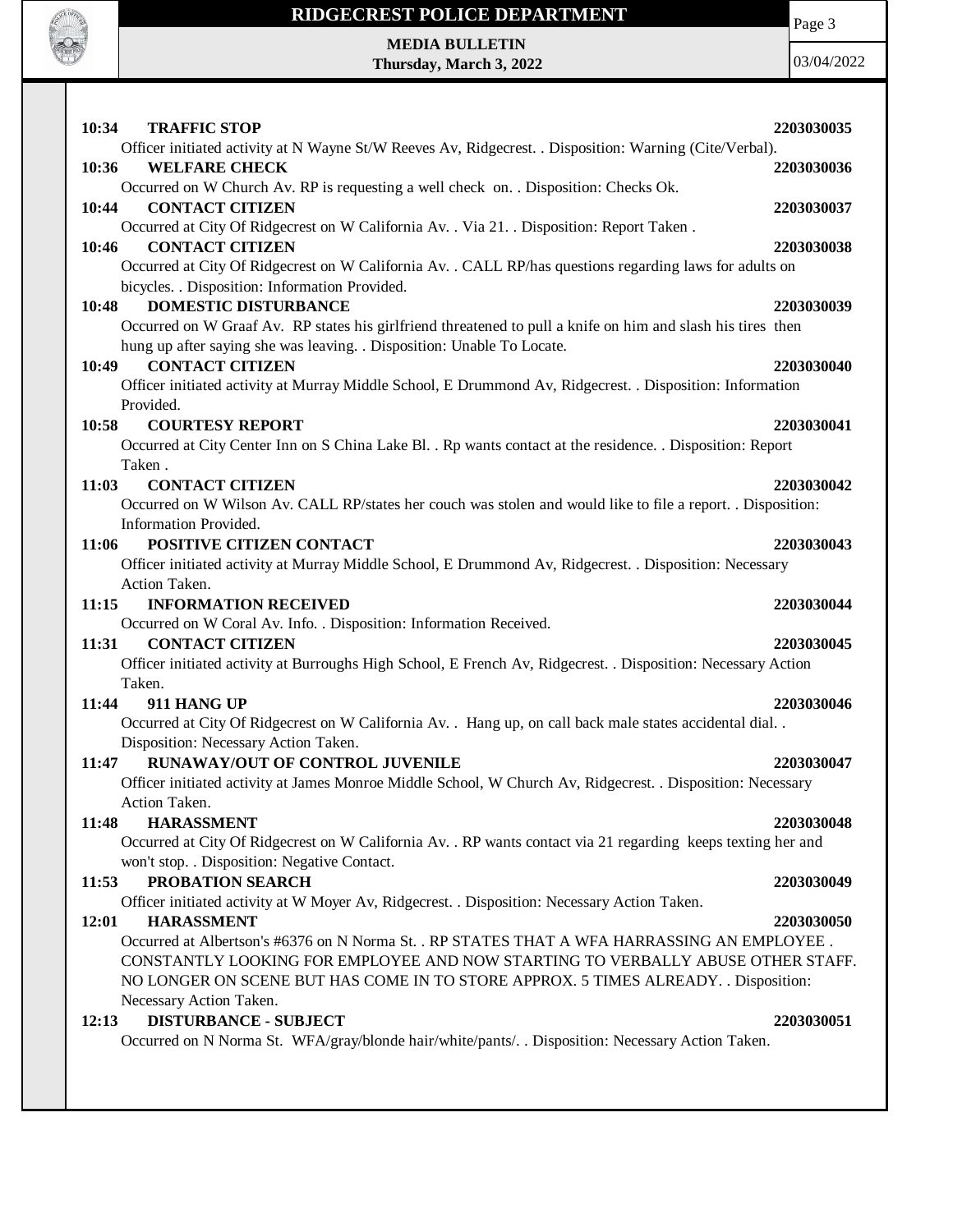**10:34 TRAFFIC STOP** **2203030035**

Officer initiated activity at N Wayne St/W Reeves Av, Ridgecrest. . Disposition: Warning (Cite/Verbal).

**10:36 WELFARE CHECK** **2203030036**

Occurred on W Church Av. RP is requesting a well check on. . Disposition: Checks Ok.

**10:44 CONTACT CITIZEN** **2203030037**

Occurred at City Of Ridgecrest on W California Av. . Via 21. . Disposition: Report Taken .

**10:46 CONTACT CITIZEN** **2203030038**

Occurred at City Of Ridgecrest on W California Av. . CALL RP/has questions regarding laws for adults on bicycles. . Disposition: Information Provided.

**10:48 DOMESTIC DISTURBANCE** **2203030039**

Occurred on W Graaf Av. RP states his girlfriend threatened to pull a knife on him and slash his tires then hung up after saying she was leaving. . Disposition: Unable To Locate.

**10:49 CONTACT CITIZEN** **2203030040**

Officer initiated activity at Murray Middle School, E Drummond Av, Ridgecrest. . Disposition: Information Provided.

**10:58 COURTESY REPORT** **2203030041**

Occurred at City Center Inn on S China Lake Bl. . Rp wants contact at the residence. . Disposition: Report Taken .

**11:03 CONTACT CITIZEN** **2203030042**

Occurred on W Wilson Av. CALL RP/states her couch was stolen and would like to file a report. . Disposition: Information Provided.

**11:06 POSITIVE CITIZEN CONTACT** **2203030043**

Officer initiated activity at Murray Middle School, E Drummond Av, Ridgecrest. . Disposition: Necessary Action Taken.

**11:15 INFORMATION RECEIVED** **2203030044**

Occurred on W Coral Av. Info. . Disposition: Information Received.

**11:31 CONTACT CITIZEN** **2203030045**

Officer initiated activity at Burroughs High School, E French Av, Ridgecrest. . Disposition: Necessary Action Taken.

**11:44 911 HANG UP** **2203030046**

Occurred at City Of Ridgecrest on W California Av. . Hang up, on call back male states accidental dial. . Disposition: Necessary Action Taken.

**11:47 RUNAWAY/OUT OF CONTROL JUVENILE** **2203030047**

Officer initiated activity at James Monroe Middle School, W Church Av, Ridgecrest. . Disposition: Necessary Action Taken.

**11:48 HARASSMENT** **2203030048**

Occurred at City Of Ridgecrest on W California Av. . RP wants contact via 21 regarding keeps texting her and won't stop. . Disposition: Negative Contact.

**11:53 PROBATION SEARCH** **2203030049**

Officer initiated activity at W Moyer Av, Ridgecrest. . Disposition: Necessary Action Taken.

**12:01 HARASSMENT** **2203030050**

Occurred at Albertson's #6376 on N Norma St. . RP STATES THAT A WFA HARRASSING AN EMPLOYEE . CONSTANTLY LOOKING FOR EMPLOYEE AND NOW STARTING TO VERBALLY ABUSE OTHER STAFF. NO LONGER ON SCENE BUT HAS COME IN TO STORE APPROX. 5 TIMES ALREADY. . Disposition: Necessary Action Taken.

**12:13 DISTURBANCE - SUBJECT** **2203030051**

Occurred on N Norma St. WFA/gray/blonde hair/white/pants/. . Disposition: Necessary Action Taken.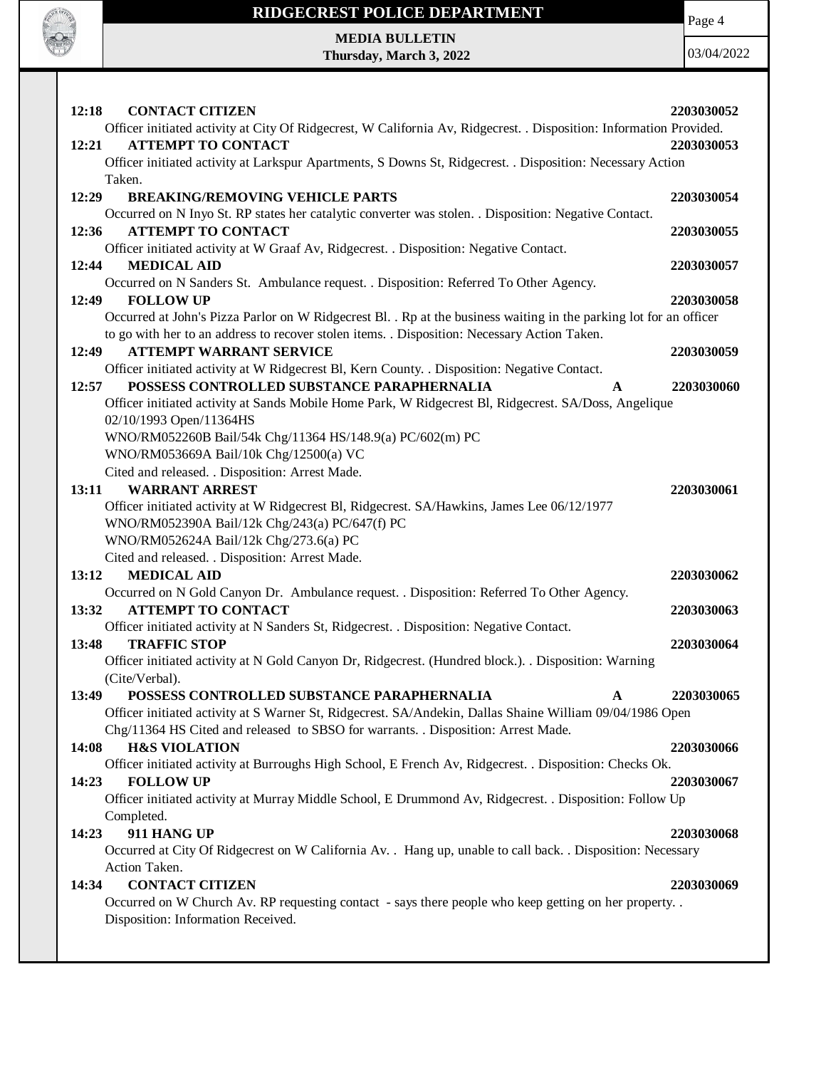**12:18 CONTACT CITIZEN** 2203030052

Officer initiated activity at City Of Ridgecrest, W California Av, Ridgecrest. . Disposition: Information Provided.

**12:21 ATTEMPT TO CONTACT** 2203030053

Officer initiated activity at Larkspur Apartments, S Downs St, Ridgecrest. . Disposition: Necessary Action Taken.

**12:29 BREAKING/REMOVING VEHICLE PARTS** 2203030054

Occurred on N Inyo St. RP states her catalytic converter was stolen. . Disposition: Negative Contact.

**12:36 ATTEMPT TO CONTACT** 2203030055

Officer initiated activity at W Graaf Av, Ridgecrest. . Disposition: Negative Contact.

**12:44 MEDICAL AID** 2203030057

Occurred on N Sanders St. Ambulance request. . Disposition: Referred To Other Agency.

**12:49 FOLLOW UP** 2203030058

Occurred at John's Pizza Parlor on W Ridgecrest Bl. . Rp at the business waiting in the parking lot for an officer to go with her to an address to recover stolen items. . Disposition: Necessary Action Taken.

**12:49 ATTEMPT WARRANT SERVICE** 2203030059

Officer initiated activity at W Ridgecrest Bl, Kern County. . Disposition: Negative Contact.

**12:57 POSSESS CONTROLLED SUBSTANCE PARAPHERNALIA** **A** 2203030060

Officer initiated activity at Sands Mobile Home Park, W Ridgecrest Bl, Ridgecrest. SA/Doss, Angelique 02/10/1993 Open/11364HS
WNO/RM052260B Bail/54k Chg/11364 HS/148.9(a) PC/602(m) PC
WNO/RM053669A Bail/10k Chg/12500(a) VC
Cited and released. . Disposition: Arrest Made.

**13:11 WARRANT ARREST** 2203030061

Officer initiated activity at W Ridgecrest Bl, Ridgecrest. SA/Hawkins, James Lee 06/12/1977
WNO/RM052390A Bail/12k Chg/243(a) PC/647(f) PC
WNO/RM052624A Bail/12k Chg/273.6(a) PC
Cited and released. . Disposition: Arrest Made.

**13:12 MEDICAL AID** 2203030062

Occurred on N Gold Canyon Dr. Ambulance request. . Disposition: Referred To Other Agency.

**13:32 ATTEMPT TO CONTACT** 2203030063

Officer initiated activity at N Sanders St, Ridgecrest. . Disposition: Negative Contact.

**13:48 TRAFFIC STOP** 2203030064

Officer initiated activity at N Gold Canyon Dr, Ridgecrest. (Hundred block.). . Disposition: Warning (Cite/Verbal).

**13:49 POSSESS CONTROLLED SUBSTANCE PARAPHERNALIA** **A** 2203030065

Officer initiated activity at S Warner St, Ridgecrest. SA/Andekin, Dallas Shaine William 09/04/1986 Open Chg/11364 HS Cited and released to SBSO for warrants. . Disposition: Arrest Made.

**14:08 H&S VIOLATION** 2203030066

Officer initiated activity at Burroughs High School, E French Av, Ridgecrest. . Disposition: Checks Ok.

**14:23 FOLLOW UP** 2203030067

Officer initiated activity at Murray Middle School, E Drummond Av, Ridgecrest. . Disposition: Follow Up Completed.

**14:23 911 HANG UP** 2203030068

Occurred at City Of Ridgecrest on W California Av. . Hang up, unable to call back. . Disposition: Necessary Action Taken.

**14:34 CONTACT CITIZEN** 2203030069

Occurred on W Church Av. RP requesting contact - says there people who keep getting on her property. . Disposition: Information Received.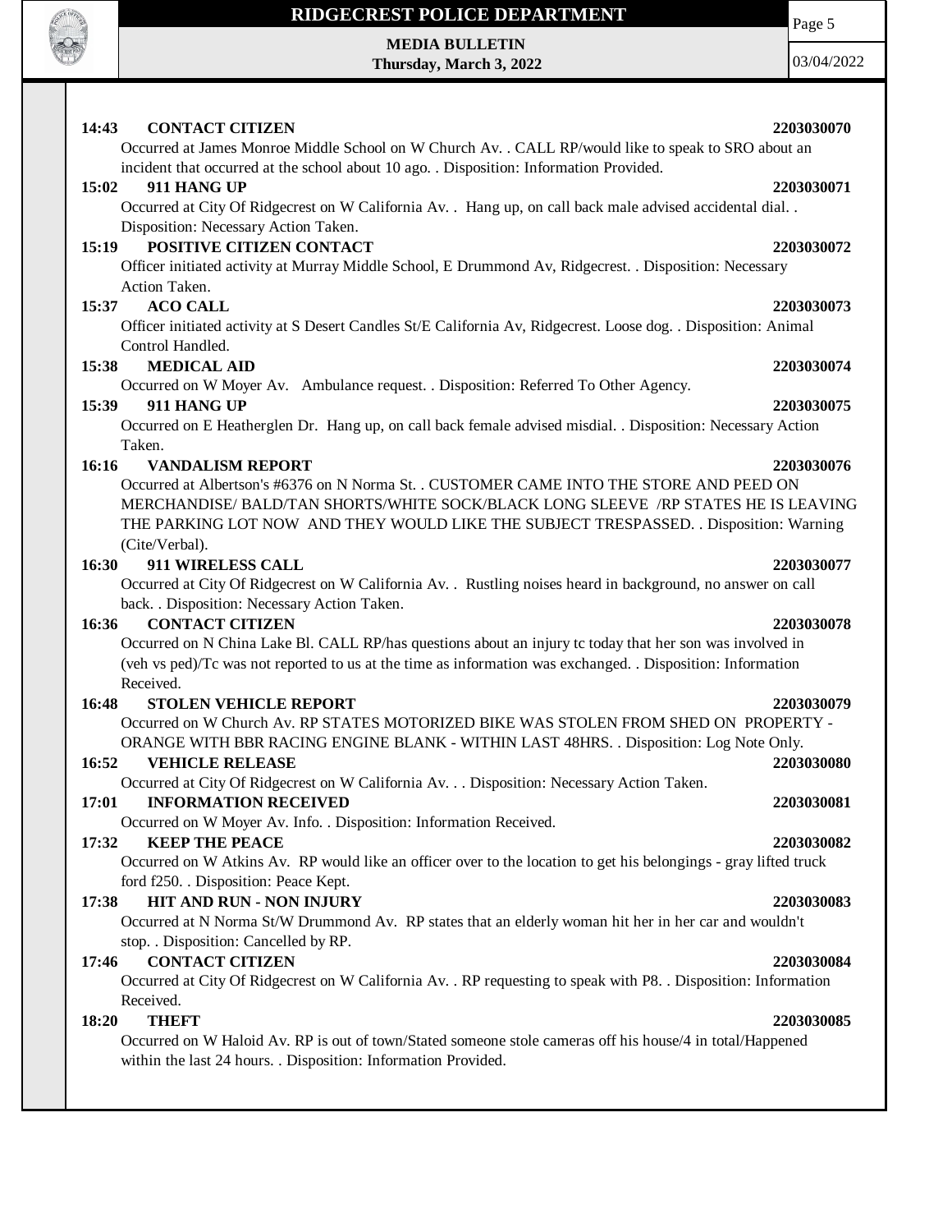**14:43 CONTACT CITIZEN 2203030070**

Occurred at James Monroe Middle School on W Church Av. . CALL RP/would like to speak to SRO about an incident that occurred at the school about 10 ago. . Disposition: Information Provided.

**15:02 911 HANG UP 2203030071**

Occurred at City Of Ridgecrest on W California Av. . Hang up, on call back male advised accidental dial. . Disposition: Necessary Action Taken.

**15:19 POSITIVE CITIZEN CONTACT 2203030072**

Officer initiated activity at Murray Middle School, E Drummond Av, Ridgecrest. . Disposition: Necessary Action Taken.

**15:37 ACO CALL 2203030073**

Officer initiated activity at S Desert Candles St/E California Av, Ridgecrest. Loose dog. . Disposition: Animal Control Handled.

**15:38 MEDICAL AID 2203030074**

Occurred on W Moyer Av. Ambulance request. . Disposition: Referred To Other Agency.

**15:39 911 HANG UP 2203030075**

Occurred on E Heatherglen Dr. Hang up, on call back female advised misdial. . Disposition: Necessary Action Taken.

**16:16 VANDALISM REPORT 2203030076**

Occurred at Albertson's #6376 on N Norma St. . CUSTOMER CAME INTO THE STORE AND PEED ON MERCHANDISE/ BALD/TAN SHORTS/WHITE SOCK/BLACK LONG SLEEVE /RP STATES HE IS LEAVING THE PARKING LOT NOW AND THEY WOULD LIKE THE SUBJECT TRESPASSED. . Disposition: Warning (Cite/Verbal).

**16:30 911 WIRELESS CALL 2203030077**

Occurred at City Of Ridgecrest on W California Av. . Rustling noises heard in background, no answer on call back. . Disposition: Necessary Action Taken.

**16:36 CONTACT CITIZEN 2203030078**

Occurred on N China Lake Bl. CALL RP/has questions about an injury tc today that her son was involved in (veh vs ped)/Tc was not reported to us at the time as information was exchanged. . Disposition: Information Received.

**16:48 STOLEN VEHICLE REPORT 2203030079**

Occurred on W Church Av. RP STATES MOTORIZED BIKE WAS STOLEN FROM SHED ON PROPERTY - ORANGE WITH BBR RACING ENGINE BLANK - WITHIN LAST 48HRS. . Disposition: Log Note Only.

**16:52 VEHICLE RELEASE 2203030080**

Occurred at City Of Ridgecrest on W California Av. . . Disposition: Necessary Action Taken.

**17:01 INFORMATION RECEIVED 2203030081**

Occurred on W Moyer Av. Info. . Disposition: Information Received.

**17:32 KEEP THE PEACE 2203030082**

Occurred on W Atkins Av. RP would like an officer over to the location to get his belongings - gray lifted truck ford f250. . Disposition: Peace Kept.

**17:38 HIT AND RUN - NON INJURY 2203030083**

Occurred at N Norma St/W Drummond Av. RP states that an elderly woman hit her in her car and wouldn't stop. . Disposition: Cancelled by RP.

**17:46 CONTACT CITIZEN 2203030084**

Occurred at City Of Ridgecrest on W California Av. . RP requesting to speak with P8. . Disposition: Information Received.

**18:20 THEFT 2203030085**

Occurred on W Haloid Av. RP is out of town/Stated someone stole cameras off his house/4 in total/Happened within the last 24 hours. . Disposition: Information Provided.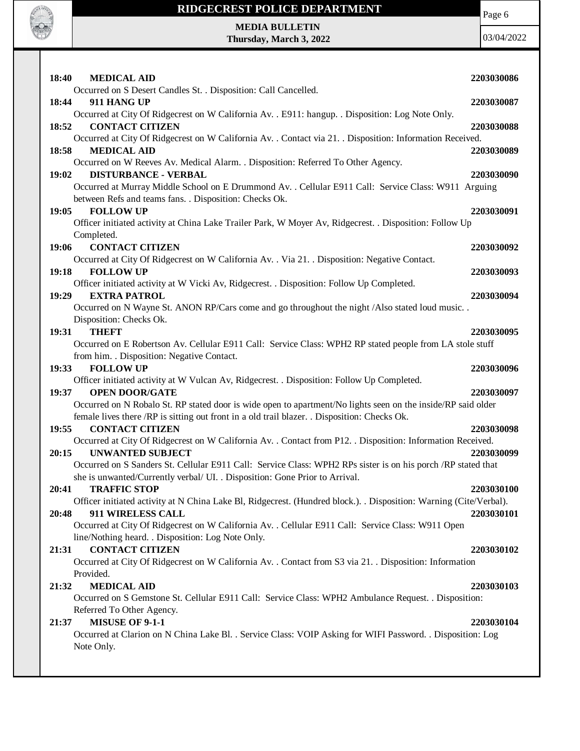**18:40 MEDICAL AID 2203030086**

Occurred on S Desert Candles St. . Disposition: Call Cancelled.

**18:44 911 HANG UP 2203030087**

Occurred at City Of Ridgecrest on W California Av. . E911: hangup. . Disposition: Log Note Only.

**18:52 CONTACT CITIZEN 2203030088**

Occurred at City Of Ridgecrest on W California Av. . Contact via 21. . Disposition: Information Received.

**18:58 MEDICAL AID 2203030089**

Occurred on W Reeves Av. Medical Alarm. . Disposition: Referred To Other Agency.

**19:02 DISTURBANCE - VERBAL 2203030090**

Occurred at Murray Middle School on E Drummond Av. . Cellular E911 Call: Service Class: W911 Arguing between Refs and teams fans. . Disposition: Checks Ok.

**19:05 FOLLOW UP 2203030091**

Officer initiated activity at China Lake Trailer Park, W Moyer Av, Ridgecrest. . Disposition: Follow Up Completed.

**19:06 CONTACT CITIZEN 2203030092**

Occurred at City Of Ridgecrest on W California Av. . Via 21. . Disposition: Negative Contact.

**19:18 FOLLOW UP 2203030093**

Officer initiated activity at W Vicki Av, Ridgecrest. . Disposition: Follow Up Completed.

**19:29 EXTRA PATROL 2203030094**

Occurred on N Wayne St. ANON RP/Cars come and go throughout the night /Also stated loud music. . Disposition: Checks Ok.

**19:31 THEFT 2203030095**

Occurred on E Robertson Av. Cellular E911 Call: Service Class: WPH2 RP stated people from LA stole stuff from him. . Disposition: Negative Contact.

**19:33 FOLLOW UP 2203030096**

Officer initiated activity at W Vulcan Av, Ridgecrest. . Disposition: Follow Up Completed.

**19:37 OPEN DOOR/GATE 2203030097**

Occurred on N Robalo St. RP stated door is wide open to apartment/No lights seen on the inside/RP said older female lives there /RP is sitting out front in a old trail blazer. . Disposition: Checks Ok.

**19:55 CONTACT CITIZEN 2203030098**

Occurred at City Of Ridgecrest on W California Av. . Contact from P12. . Disposition: Information Received.

**20:15 UNWANTED SUBJECT 2203030099**

Occurred on S Sanders St. Cellular E911 Call: Service Class: WPH2 RPs sister is on his porch /RP stated that she is unwanted/Currently verbal/ UI. . Disposition: Gone Prior to Arrival.

**20:41 TRAFFIC STOP 2203030100**

Officer initiated activity at N China Lake Bl, Ridgecrest. (Hundred block.). . Disposition: Warning (Cite/Verbal).

**20:48 911 WIRELESS CALL 2203030101**

Occurred at City Of Ridgecrest on W California Av. . Cellular E911 Call: Service Class: W911 Open line/Nothing heard. . Disposition: Log Note Only.

**21:31 CONTACT CITIZEN 2203030102**

Occurred at City Of Ridgecrest on W California Av. . Contact from S3 via 21. . Disposition: Information Provided.

**21:32 MEDICAL AID 2203030103**

Occurred on S Gemstone St. Cellular E911 Call: Service Class: WPH2 Ambulance Request. . Disposition: Referred To Other Agency.

**21:37 MISUSE OF 9-1-1 2203030104**

Occurred at Clarion on N China Lake Bl. . Service Class: VOIP Asking for WIFI Password. . Disposition: Log Note Only.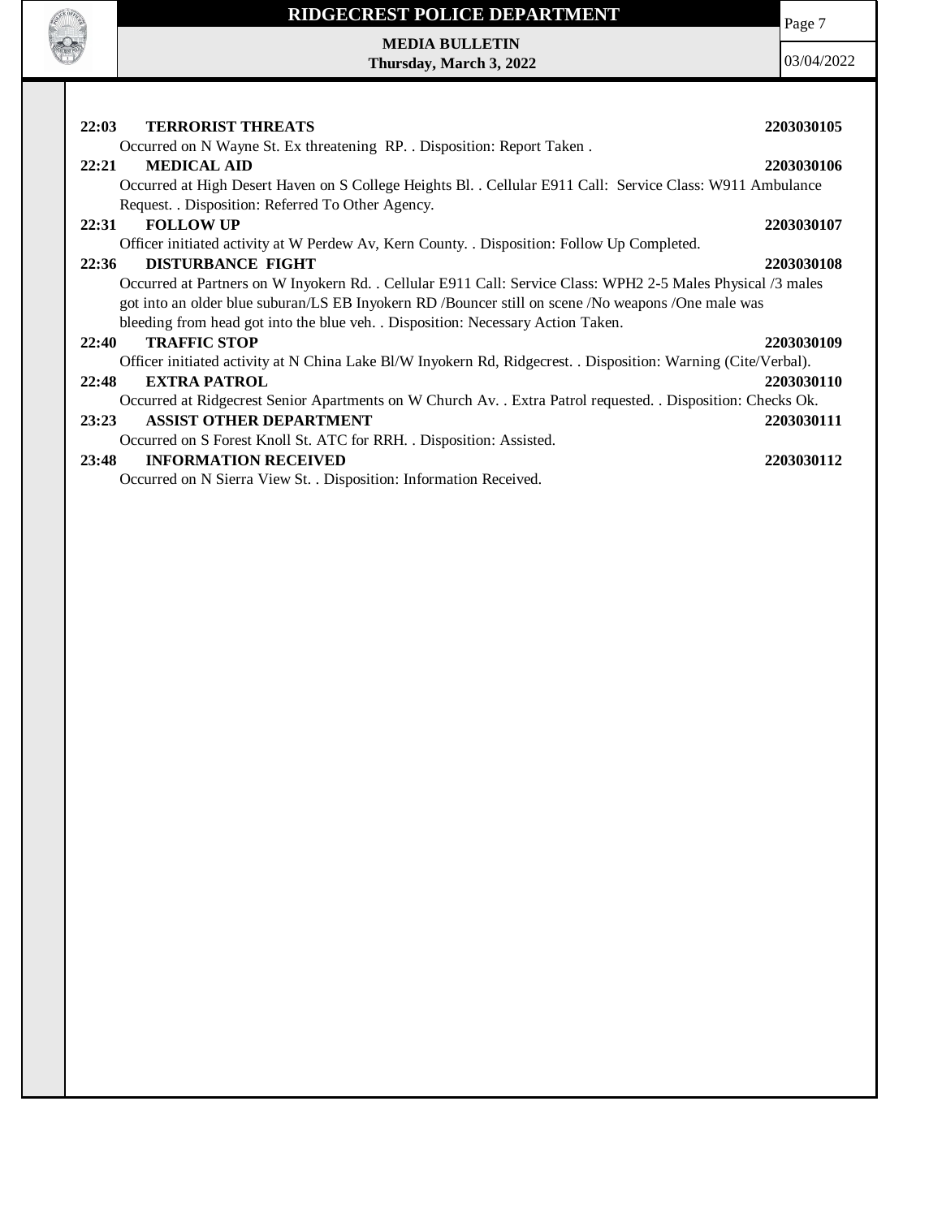**22:03 TERRORIST THREATS** **2203030105**

Occurred on N Wayne St. Ex threatening RP. . Disposition: Report Taken .

**22:21 MEDICAL AID** **2203030106**

Occurred at High Desert Haven on S College Heights Bl. . Cellular E911 Call: Service Class: W911 Ambulance Request. . Disposition: Referred To Other Agency.

**22:31 FOLLOW UP** **2203030107**

Officer initiated activity at W Perdew Av, Kern County. . Disposition: Follow Up Completed.

**22:36 DISTURBANCE FIGHT** **2203030108**

Occurred at Partners on W Inyokern Rd. . Cellular E911 Call: Service Class: WPH2 2-5 Males Physical /3 males got into an older blue suburan/LS EB Inyokern RD /Bouncer still on scene /No weapons /One male was bleeding from head got into the blue veh. . Disposition: Necessary Action Taken.

**22:40 TRAFFIC STOP** **2203030109**

Officer initiated activity at N China Lake Bl/W Inyokern Rd, Ridgecrest. . Disposition: Warning (Cite/Verbal).

**22:48 EXTRA PATROL** **2203030110**

Occurred at Ridgecrest Senior Apartments on W Church Av. . Extra Patrol requested. . Disposition: Checks Ok.

**23:23 ASSIST OTHER DEPARTMENT** **2203030111**

Occurred on S Forest Knoll St. ATC for RRH. . Disposition: Assisted.

**23:48 INFORMATION RECEIVED** **2203030112**

Occurred on N Sierra View St. . Disposition: Information Received.